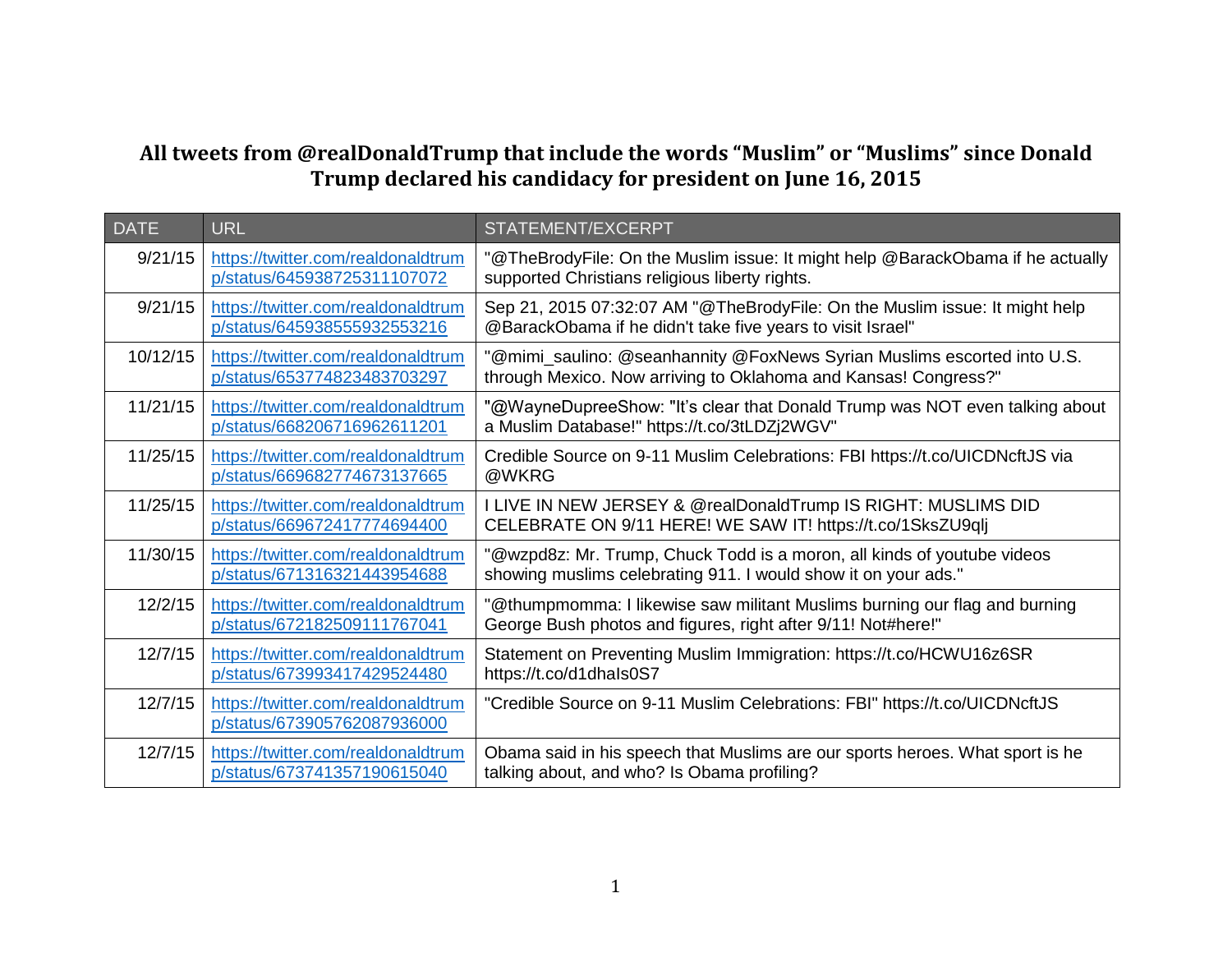# All tweets from @realDonaldTrump that include the words "Muslim" or "Muslims" since Donald Trump declared his candidacy for president on June 16, 2015

| DATE | URL | STATEMENT/EXCERPT |
|---|---|---|
| 9/21/15 | https://twitter.com/realdonaldtrump/status/645938725311107072 | "@TheBrodyFile: On the Muslim issue: It might help @BarackObama if he actually supported Christians religious liberty rights. |
| 9/21/15 | https://twitter.com/realdonaldtrump/status/645938555932553216 | Sep 21, 2015 07:32:07 AM "@TheBrodyFile: On the Muslim issue: It might help @BarackObama if he didn't take five years to visit Israel" |
| 10/12/15 | https://twitter.com/realdonaldtrump/status/653774823483703297 | "@mimi_saulino: @seanhannity @FoxNews Syrian Muslims escorted into U.S. through Mexico. Now arriving to Oklahoma and Kansas! Congress?" |
| 11/21/15 | https://twitter.com/realdonaldtrump/status/668206716962611201 | "@WayneDupreeShow: "It's clear that Donald Trump was NOT even talking about a Muslim Database!" https://t.co/3tLDZj2WGV" |
| 11/25/15 | https://twitter.com/realdonaldtrump/status/669682774673137665 | Credible Source on 9-11 Muslim Celebrations: FBI https://t.co/UICDNcftJS via @WKRG |
| 11/25/15 | https://twitter.com/realdonaldtrump/status/669672417774694400 | I LIVE IN NEW JERSEY & @realDonaldTrump IS RIGHT: MUSLIMS DID CELEBRATE ON 9/11 HERE! WE SAW IT! https://t.co/1SksZU9qlj |
| 11/30/15 | https://twitter.com/realdonaldtrump/status/671316321443954688 | "@wzpd8z: Mr. Trump, Chuck Todd is a moron, all kinds of youtube videos showing muslims celebrating 911. I would show it on your ads." |
| 12/2/15 | https://twitter.com/realdonaldtrump/status/672182509111767041 | "@thumpmomma: I likewise saw militant Muslims burning our flag and burning George Bush photos and figures, right after 9/11! Not#here!" |
| 12/7/15 | https://twitter.com/realdonaldtrump/status/673993417429524480 | Statement on Preventing Muslim Immigration: https://t.co/HCWU16z6SR https://t.co/d1dhaIs0S7 |
| 12/7/15 | https://twitter.com/realdonaldtrump/status/673905762087936000 | "Credible Source on 9-11 Muslim Celebrations: FBI" https://t.co/UICDNcftJS |
| 12/7/15 | https://twitter.com/realdonaldtrump/status/673741357190615040 | Obama said in his speech that Muslims are our sports heroes. What sport is he talking about, and who? Is Obama profiling? |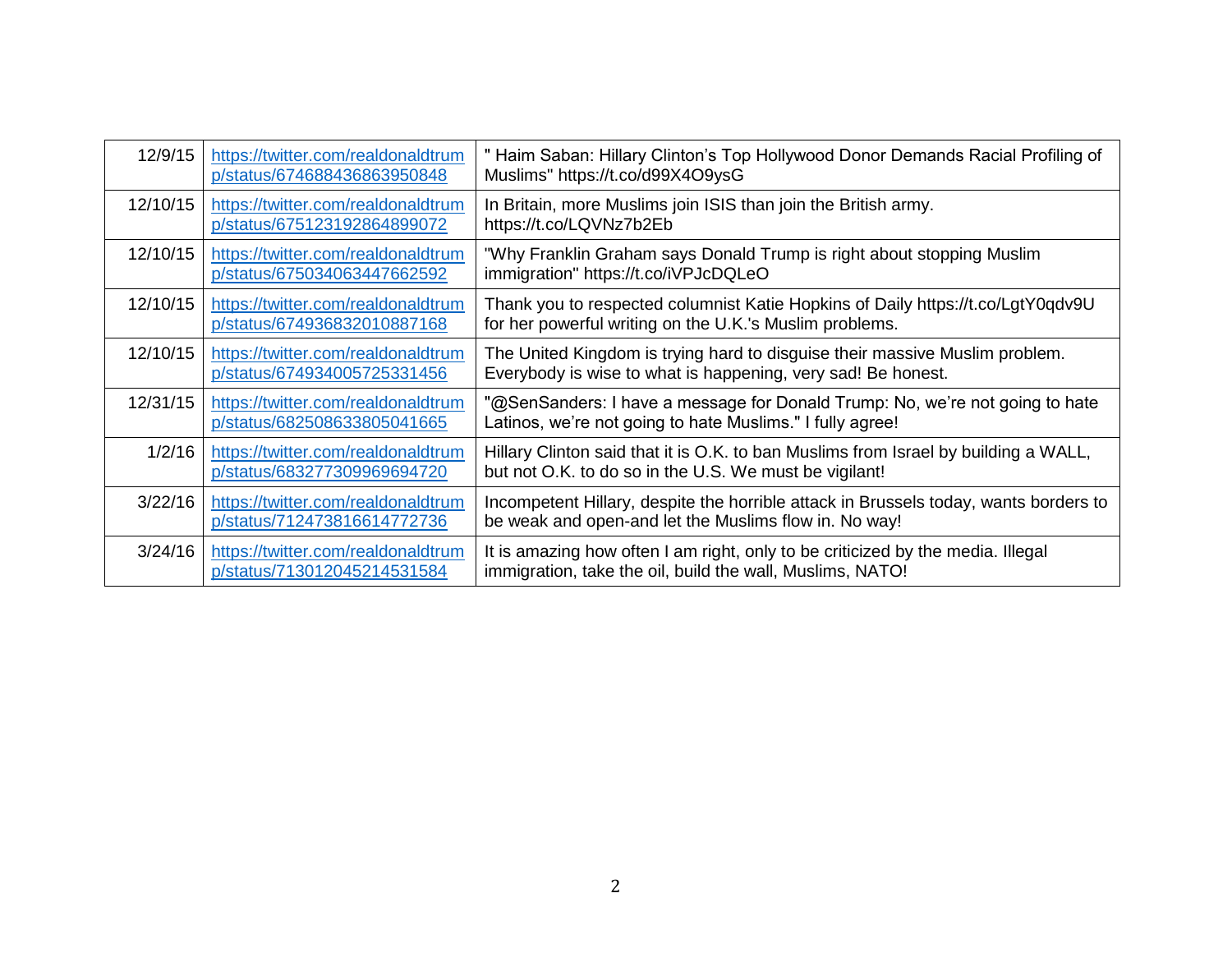| | | |
|---|---|---|
| 12/9/15 | https://twitter.com/realdonaldtrump/status/674688436863950848 | " Haim Saban: Hillary Clinton's Top Hollywood Donor Demands Racial Profiling of Muslims" https://t.co/d99X4O9ysG |
| 12/10/15 | https://twitter.com/realdonaldtrump/status/675123192864899072 | In Britain, more Muslims join ISIS than join the British army. https://t.co/LQVNz7b2Eb |
| 12/10/15 | https://twitter.com/realdonaldtrump/status/675034063447662592 | "Why Franklin Graham says Donald Trump is right about stopping Muslim immigration" https://t.co/iVPJcDQLeO |
| 12/10/15 | https://twitter.com/realdonaldtrump/status/674936832010887168 | Thank you to respected columnist Katie Hopkins of Daily https://t.co/LgtY0qdv9U for her powerful writing on the U.K.'s Muslim problems. |
| 12/10/15 | https://twitter.com/realdonaldtrump/status/674934005725331456 | The United Kingdom is trying hard to disguise their massive Muslim problem. Everybody is wise to what is happening, very sad! Be honest. |
| 12/31/15 | https://twitter.com/realdonaldtrump/status/682508633805041665 | "@SenSanders: I have a message for Donald Trump: No, we're not going to hate Latinos, we're not going to hate Muslims." I fully agree! |
| 1/2/16 | https://twitter.com/realdonaldtrump/status/683277309969694720 | Hillary Clinton said that it is O.K. to ban Muslims from Israel by building a WALL, but not O.K. to do so in the U.S. We must be vigilant! |
| 3/22/16 | https://twitter.com/realdonaldtrump/status/712473816614772736 | Incompetent Hillary, despite the horrible attack in Brussels today, wants borders to be weak and open-and let the Muslims flow in. No way! |
| 3/24/16 | https://twitter.com/realdonaldtrump/status/713012045214531584 | It is amazing how often I am right, only to be criticized by the media. Illegal immigration, take the oil, build the wall, Muslims, NATO! |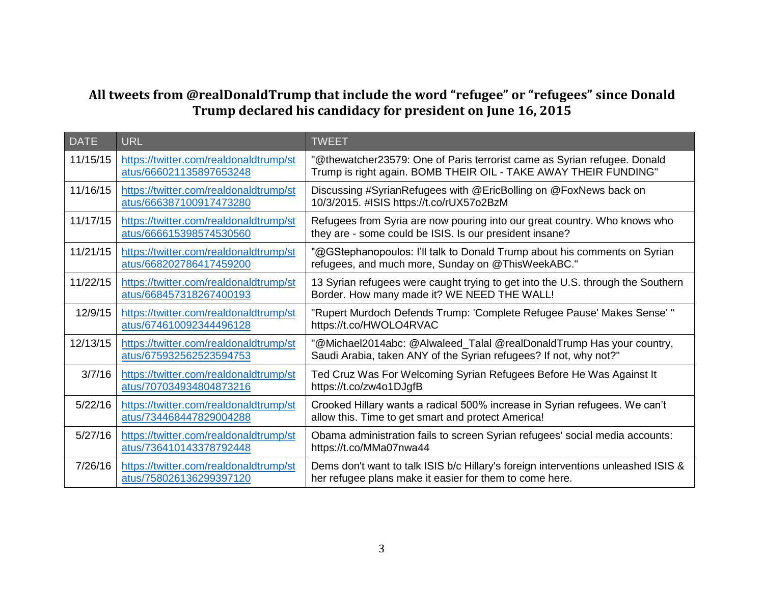## All tweets from @realDonaldTrump that include the word "refugee" or "refugees" since Donald Trump declared his candidacy for president on June 16, 2015

| DATE | URL | TWEET |
|---|---|---|
| 11/15/15 | https://twitter.com/realdonaldtrump/status/666021135897653248 | "@thewatcher23579: One of Paris terrorist came as Syrian refugee. Donald Trump is right again. BOMB THEIR OIL - TAKE AWAY THEIR FUNDING" |
| 11/16/15 | https://twitter.com/realdonaldtrump/status/666387100917473280 | Discussing #SyrianRefugees with @EricBolling on @FoxNews back on 10/3/2015. #ISIS https://t.co/rUX57o2BzM |
| 11/17/15 | https://twitter.com/realdonaldtrump/status/666615398574530560 | Refugees from Syria are now pouring into our great country. Who knows who they are - some could be ISIS. Is our president insane? |
| 11/21/15 | https://twitter.com/realdonaldtrump/status/668202786417459200 | "@GStephanopoulos: I'll talk to Donald Trump about his comments on Syrian refugees, and much more, Sunday on @ThisWeekABC." |
| 11/22/15 | https://twitter.com/realdonaldtrump/status/668457318267400193 | 13 Syrian refugees were caught trying to get into the U.S. through the Southern Border. How many made it? WE NEED THE WALL! |
| 12/9/15 | https://twitter.com/realdonaldtrump/status/674610092344496128 | "Rupert Murdoch Defends Trump: 'Complete Refugee Pause' Makes Sense' " https://t.co/HWOLO4RVAC |
| 12/13/15 | https://twitter.com/realdonaldtrump/status/675932562523594753 | "@Michael2014abc: @Alwaleed_Talal @realDonaldTrump Has your country, Saudi Arabia, taken ANY of the Syrian refugees? If not, why not?" |
| 3/7/16 | https://twitter.com/realdonaldtrump/status/707034934804873216 | Ted Cruz Was For Welcoming Syrian Refugees Before He Was Against It https://t.co/zw4o1DJgfB |
| 5/22/16 | https://twitter.com/realdonaldtrump/status/734468447829004288 | Crooked Hillary wants a radical 500% increase in Syrian refugees. We can't allow this. Time to get smart and protect America! |
| 5/27/16 | https://twitter.com/realdonaldtrump/status/736410143378792448 | Obama administration fails to screen Syrian refugees' social media accounts: https://t.co/MMa07nwa44 |
| 7/26/16 | https://twitter.com/realdonaldtrump/status/758026136299397120 | Dems don't want to talk ISIS b/c Hillary's foreign interventions unleashed ISIS & her refugee plans make it easier for them to come here. |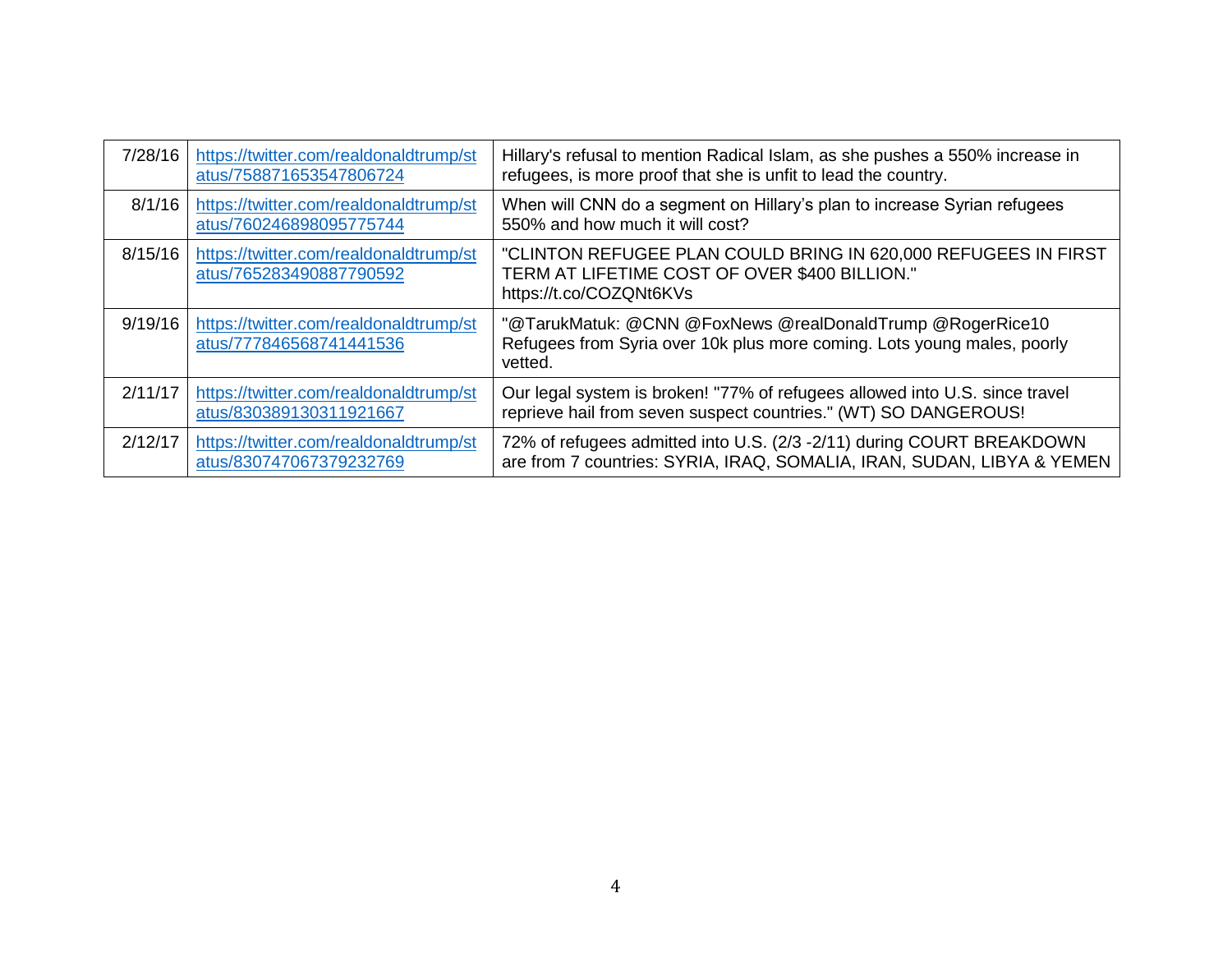| | | |
|---|---|---|
| 7/28/16 | https://twitter.com/realdonaldtrump/status/758871653547806724 | Hillary's refusal to mention Radical Islam, as she pushes a 550% increase in refugees, is more proof that she is unfit to lead the country. |
| 8/1/16 | https://twitter.com/realdonaldtrump/status/760246898095775744 | When will CNN do a segment on Hillary's plan to increase Syrian refugees 550% and how much it will cost? |
| 8/15/16 | https://twitter.com/realdonaldtrump/status/765283490887790592 | "CLINTON REFUGEE PLAN COULD BRING IN 620,000 REFUGEES IN FIRST TERM AT LIFETIME COST OF OVER $400 BILLION." https://t.co/COZQNt6KVs |
| 9/19/16 | https://twitter.com/realdonaldtrump/status/777846568741441536 | "@TarukMatuk: @CNN @FoxNews @realDonaldTrump @RogerRice10 Refugees from Syria over 10k plus more coming. Lots young males, poorly vetted. |
| 2/11/17 | https://twitter.com/realdonaldtrump/status/830389130311921667 | Our legal system is broken! "77% of refugees allowed into U.S. since travel reprieve hail from seven suspect countries." (WT) SO DANGEROUS! |
| 2/12/17 | https://twitter.com/realdonaldtrump/status/830747067379232769 | 72% of refugees admitted into U.S. (2/3 -2/11) during COURT BREAKDOWN are from 7 countries: SYRIA, IRAQ, SOMALIA, IRAN, SUDAN, LIBYA & YEMEN |